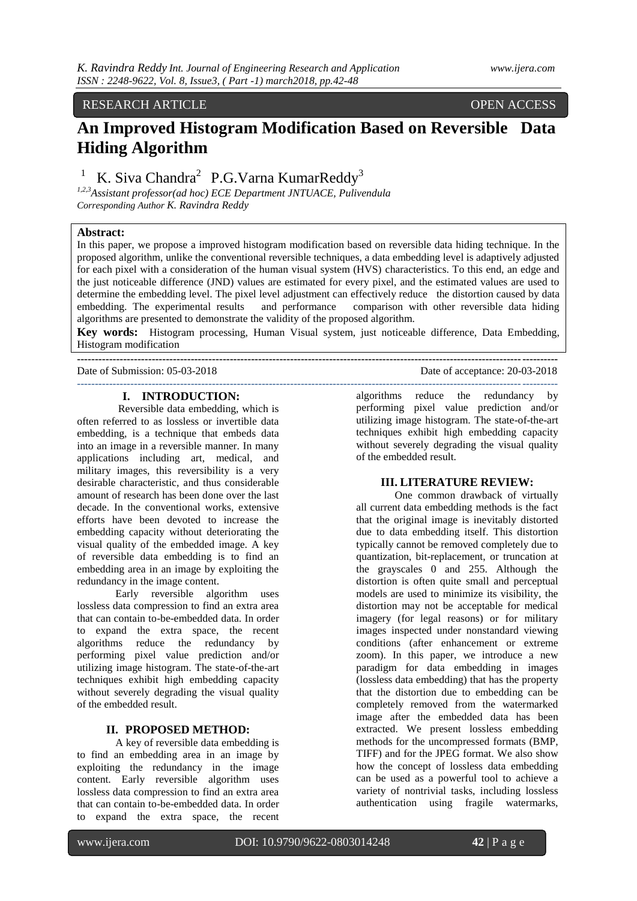RESEARCH ARTICLE OPEN ACCESS

# An Improved Histogram Modification Based on Reversible Data Hiding Algorithm

[1] K. Siva Chandra[2] P.G.Varna KumarReddy[3]

*[1,2,3]Assistant professor(ad hoc) ECE Department JNTUACE, Pulivendula*
*Corresponding Author K. Ravindra Reddy*

**Abstract:**
In this paper, we propose a improved histogram modification based on reversible data hiding technique. In the proposed algorithm, unlike the conventional reversible techniques, a data embedding level is adaptively adjusted for each pixel with a consideration of the human visual system (HVS) characteristics. To this end, an edge and the just noticeable difference (JND) values are estimated for every pixel, and the estimated values are used to determine the embedding level. The pixel level adjustment can effectively reduce the distortion caused by data embedding. The experimental results and performance comparison with other reversible data hiding algorithms are presented to demonstrate the validity of the proposed algorithm.

**Key words:** Histogram processing, Human Visual system, just noticeable difference, Data Embedding, Histogram modification

Date of Submission: 05-03-2018 Date of acceptance: 20-03-2018

## I. INTRODUCTION:

Reversible data embedding, which is often referred to as lossless or invertible data embedding, is a technique that embeds data into an image in a reversible manner. In many applications including art, medical, and military images, this reversibility is a very desirable characteristic, and thus considerable amount of research has been done over the last decade. In the conventional works, extensive efforts have been devoted to increase the embedding capacity without deteriorating the visual quality of the embedded image. A key of reversible data embedding is to find an embedding area in an image by exploiting the redundancy in the image content.

Early reversible algorithm uses lossless data compression to find an extra area that can contain to-be-embedded data. In order to expand the extra space, the recent algorithms reduce the redundancy by performing pixel value prediction and/or utilizing image histogram. The state-of-the-art techniques exhibit high embedding capacity without severely degrading the visual quality of the embedded result.

## II. PROPOSED METHOD:

A key of reversible data embedding is to find an embedding area in an image by exploiting the redundancy in the image content. Early reversible algorithm uses lossless data compression to find an extra area that can contain to-be-embedded data. In order to expand the extra space, the recent algorithms reduce the redundancy by performing pixel value prediction and/or utilizing image histogram. The state-of-the-art techniques exhibit high embedding capacity without severely degrading the visual quality of the embedded result.

## III. LITERATURE REVIEW:

One common drawback of virtually all current data embedding methods is the fact that the original image is inevitably distorted due to data embedding itself. This distortion typically cannot be removed completely due to quantization, bit-replacement, or truncation at the grayscales 0 and 255. Although the distortion is often quite small and perceptual models are used to minimize its visibility, the distortion may not be acceptable for medical imagery (for legal reasons) or for military images inspected under nonstandard viewing conditions (after enhancement or extreme zoom). In this paper, we introduce a new paradigm for data embedding in images (lossless data embedding) that has the property that the distortion due to embedding can be completely removed from the watermarked image after the embedded data has been extracted. We present lossless embedding methods for the uncompressed formats (BMP, TIFF) and for the JPEG format. We also show how the concept of lossless data embedding can be used as a powerful tool to achieve a variety of nontrivial tasks, including lossless authentication using fragile watermarks,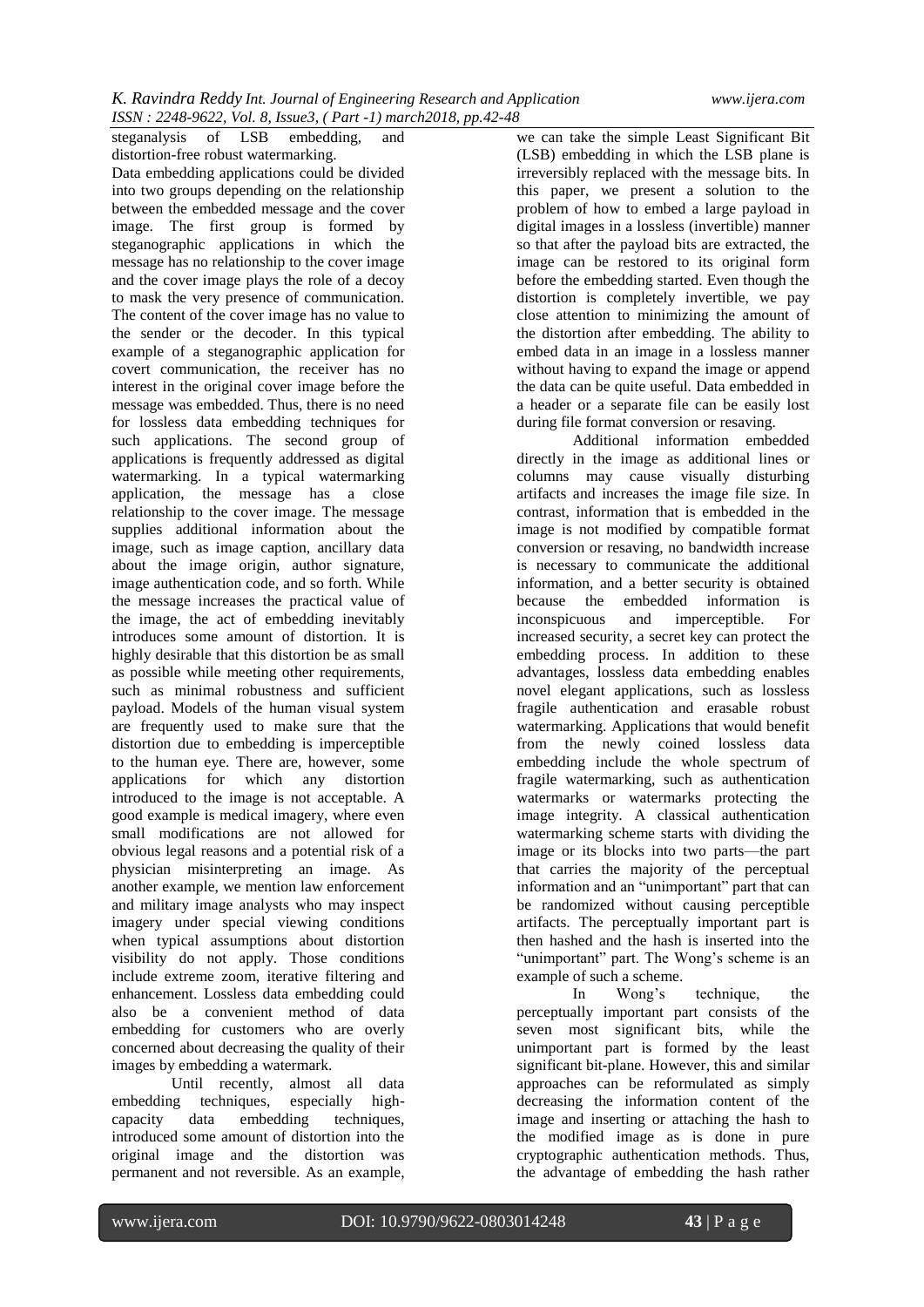steganalysis of LSB embedding, and distortion-free robust watermarking.

Data embedding applications could be divided into two groups depending on the relationship between the embedded message and the cover image. The first group is formed by steganographic applications in which the message has no relationship to the cover image and the cover image plays the role of a decoy to mask the very presence of communication. The content of the cover image has no value to the sender or the decoder. In this typical example of a steganographic application for covert communication, the receiver has no interest in the original cover image before the message was embedded. Thus, there is no need for lossless data embedding techniques for such applications. The second group of applications is frequently addressed as digital watermarking. In a typical watermarking application, the message has a close relationship to the cover image. The message supplies additional information about the image, such as image caption, ancillary data about the image origin, author signature, image authentication code, and so forth. While the message increases the practical value of the image, the act of embedding inevitably introduces some amount of distortion. It is highly desirable that this distortion be as small as possible while meeting other requirements, such as minimal robustness and sufficient payload. Models of the human visual system are frequently used to make sure that the distortion due to embedding is imperceptible to the human eye. There are, however, some applications for which any distortion introduced to the image is not acceptable. A good example is medical imagery, where even small modifications are not allowed for obvious legal reasons and a potential risk of a physician misinterpreting an image. As another example, we mention law enforcement and military image analysts who may inspect imagery under special viewing conditions when typical assumptions about distortion visibility do not apply. Those conditions include extreme zoom, iterative filtering and enhancement. Lossless data embedding could also be a convenient method of data embedding for customers who are overly concerned about decreasing the quality of their images by embedding a watermark.

Until recently, almost all data embedding techniques, especially high-capacity data embedding techniques, introduced some amount of distortion into the original image and the distortion was permanent and not reversible. As an example, we can take the simple Least Significant Bit (LSB) embedding in which the LSB plane is irreversibly replaced with the message bits. In this paper, we present a solution to the problem of how to embed a large payload in digital images in a lossless (invertible) manner so that after the payload bits are extracted, the image can be restored to its original form before the embedding started. Even though the distortion is completely invertible, we pay close attention to minimizing the amount of the distortion after embedding. The ability to embed data in an image in a lossless manner without having to expand the image or append the data can be quite useful. Data embedded in a header or a separate file can be easily lost during file format conversion or resaving.

Additional information embedded directly in the image as additional lines or columns may cause visually disturbing artifacts and increases the image file size. In contrast, information that is embedded in the image is not modified by compatible format conversion or resaving, no bandwidth increase is necessary to communicate the additional information, and a better security is obtained because the embedded information is inconspicuous and imperceptible. For increased security, a secret key can protect the embedding process. In addition to these advantages, lossless data embedding enables novel elegant applications, such as lossless fragile authentication and erasable robust watermarking. Applications that would benefit from the newly coined lossless data embedding include the whole spectrum of fragile watermarking, such as authentication watermarks or watermarks protecting the image integrity. A classical authentication watermarking scheme starts with dividing the image or its blocks into two parts—the part that carries the majority of the perceptual information and an "unimportant" part that can be randomized without causing perceptible artifacts. The perceptually important part is then hashed and the hash is inserted into the "unimportant" part. The Wong's scheme is an example of such a scheme.

In Wong's technique, the perceptually important part consists of the seven most significant bits, while the unimportant part is formed by the least significant bit-plane. However, this and similar approaches can be reformulated as simply decreasing the information content of the image and inserting or attaching the hash to the modified image as is done in pure cryptographic authentication methods. Thus, the advantage of embedding the hash rather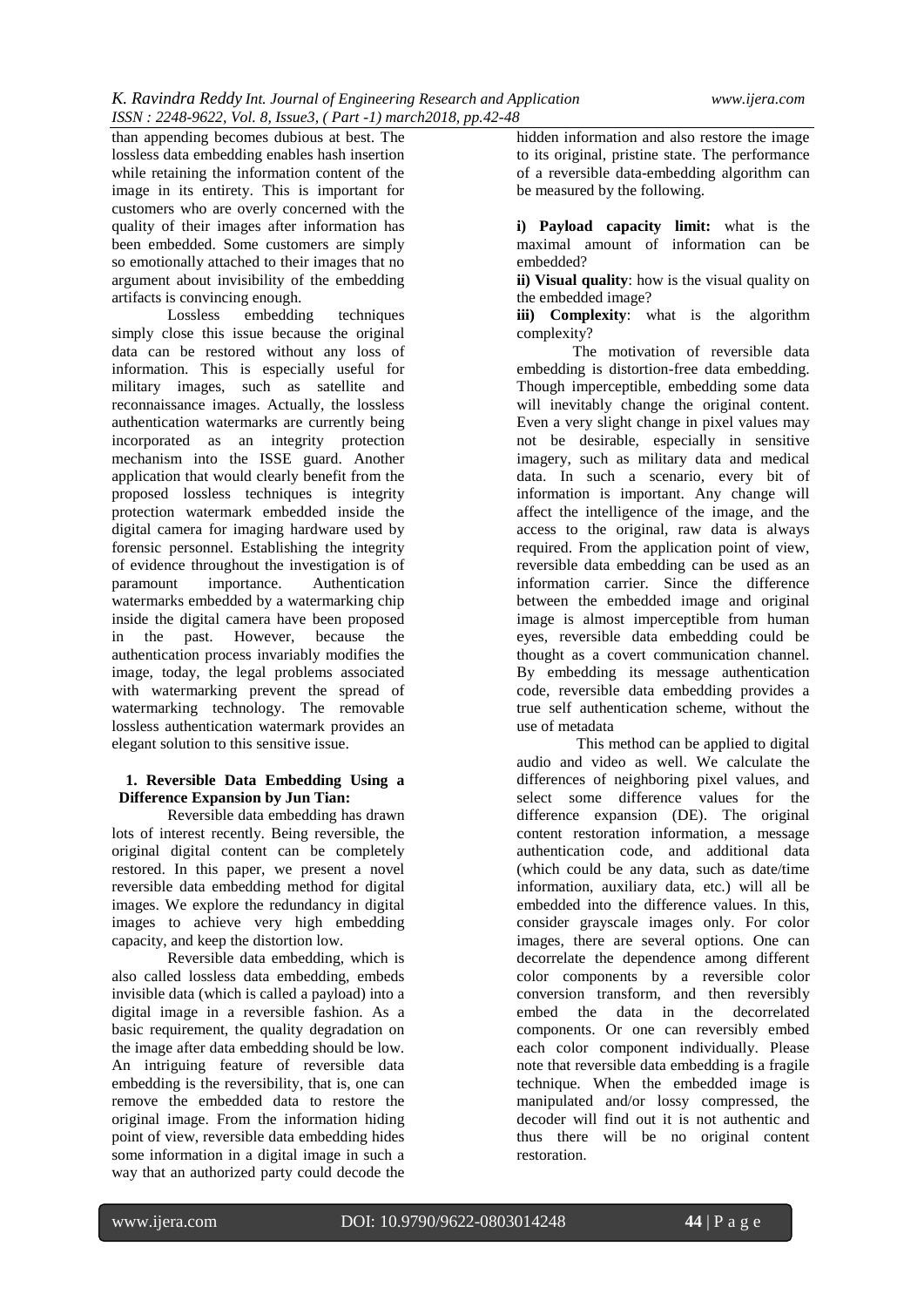than appending becomes dubious at best. The lossless data embedding enables hash insertion while retaining the information content of the image in its entirety. This is important for customers who are overly concerned with the quality of their images after information has been embedded. Some customers are simply so emotionally attached to their images that no argument about invisibility of the embedding artifacts is convincing enough.

Lossless embedding techniques simply close this issue because the original data can be restored without any loss of information. This is especially useful for military images, such as satellite and reconnaissance images. Actually, the lossless authentication watermarks are currently being incorporated as an integrity protection mechanism into the ISSE guard. Another application that would clearly benefit from the proposed lossless techniques is integrity protection watermark embedded inside the digital camera for imaging hardware used by forensic personnel. Establishing the integrity of evidence throughout the investigation is of paramount importance. Authentication watermarks embedded by a watermarking chip inside the digital camera have been proposed in the past. However, because the authentication process invariably modifies the image, today, the legal problems associated with watermarking prevent the spread of watermarking technology. The removable lossless authentication watermark provides an elegant solution to this sensitive issue.

**1. Reversible Data Embedding Using a Difference Expansion by Jun Tian:**

Reversible data embedding has drawn lots of interest recently. Being reversible, the original digital content can be completely restored. In this paper, we present a novel reversible data embedding method for digital images. We explore the redundancy in digital images to achieve very high embedding capacity, and keep the distortion low.

Reversible data embedding, which is also called lossless data embedding, embeds invisible data (which is called a payload) into a digital image in a reversible fashion. As a basic requirement, the quality degradation on the image after data embedding should be low. An intriguing feature of reversible data embedding is the reversibility, that is, one can remove the embedded data to restore the original image. From the information hiding point of view, reversible data embedding hides some information in a digital image in such a way that an authorized party could decode the hidden information and also restore the image to its original, pristine state. The performance of a reversible data-embedding algorithm can be measured by the following.

**i) Payload capacity limit:** what is the maximal amount of information can be embedded?

**ii) Visual quality**: how is the visual quality on the embedded image?

**iii) Complexity**: what is the algorithm complexity?

The motivation of reversible data embedding is distortion-free data embedding. Though imperceptible, embedding some data will inevitably change the original content. Even a very slight change in pixel values may not be desirable, especially in sensitive imagery, such as military data and medical data. In such a scenario, every bit of information is important. Any change will affect the intelligence of the image, and the access to the original, raw data is always required. From the application point of view, reversible data embedding can be used as an information carrier. Since the difference between the embedded image and original image is almost imperceptible from human eyes, reversible data embedding could be thought as a covert communication channel. By embedding its message authentication code, reversible data embedding provides a true self authentication scheme, without the use of metadata

This method can be applied to digital audio and video as well. We calculate the differences of neighboring pixel values, and select some difference values for the difference expansion (DE). The original content restoration information, a message authentication code, and additional data (which could be any data, such as date/time information, auxiliary data, etc.) will all be embedded into the difference values. In this, consider grayscale images only. For color images, there are several options. One can decorrelate the dependence among different color components by a reversible color conversion transform, and then reversibly embed the data in the decorrelated components. Or one can reversibly embed each color component individually. Please note that reversible data embedding is a fragile technique. When the embedded image is manipulated and/or lossy compressed, the decoder will find out it is not authentic and thus there will be no original content restoration.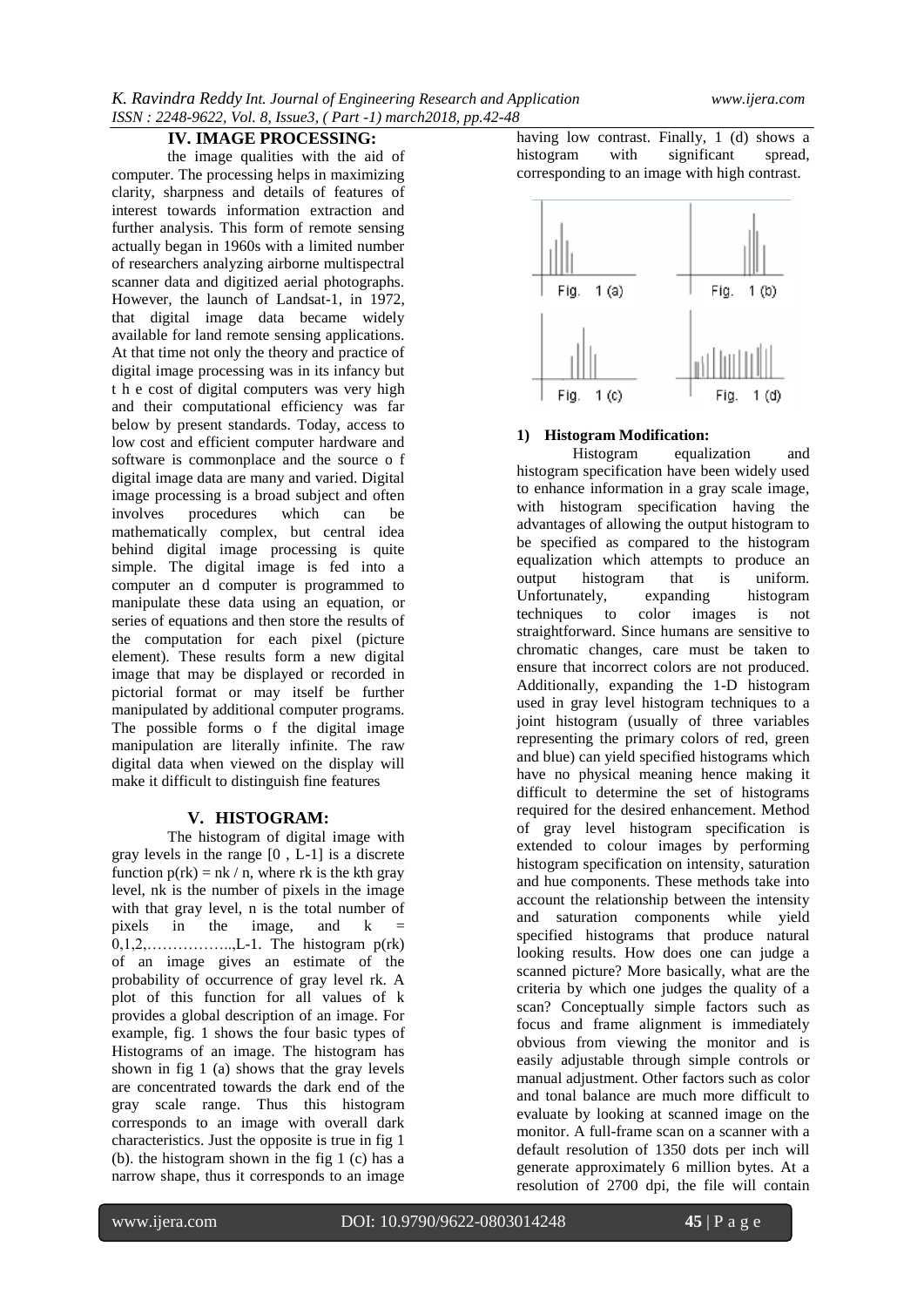## IV. IMAGE PROCESSING:

the image qualities with the aid of computer. The processing helps in maximizing clarity, sharpness and details of features of interest towards information extraction and further analysis. This form of remote sensing actually began in 1960s with a limited number of researchers analyzing airborne multispectral scanner data and digitized aerial photographs. However, the launch of Landsat-1, in 1972, that digital image data became widely available for land remote sensing applications. At that time not only the theory and practice of digital image processing was in its infancy but t h e cost of digital computers was very high and their computational efficiency was far below by present standards. Today, access to low cost and efficient computer hardware and software is commonplace and the source o f digital image data are many and varied. Digital image processing is a broad subject and often involves procedures which can be mathematically complex, but central idea behind digital image processing is quite simple. The digital image is fed into a computer an d computer is programmed to manipulate these data using an equation, or series of equations and then store the results of the computation for each pixel (picture element). These results form a new digital image that may be displayed or recorded in pictorial format or may itself be further manipulated by additional computer programs. The possible forms o f the digital image manipulation are literally infinite. The raw digital data when viewed on the display will make it difficult to distinguish fine features

## V. HISTOGRAM:

The histogram of digital image with gray levels in the range [0 , L-1] is a discrete function $p(r_k) = n_k / n$, where $r_k$ is the kth gray level, $n_k$ is the number of pixels in the image with that gray level, n is the total number of pixels in the image, and k = 0,1,2,……………..,L-1. The histogram $p(r_k)$ of an image gives an estimate of the probability of occurrence of gray level $r_k$. A plot of this function for all values of k provides a global description of an image. For example, fig. 1 shows the four basic types of Histograms of an image. The histogram has shown in fig 1 (a) shows that the gray levels are concentrated towards the dark end of the gray scale range. Thus this histogram corresponds to an image with overall dark characteristics. Just the opposite is true in fig 1 (b). the histogram shown in the fig 1 (c) has a narrow shape, thus it corresponds to an image having low contrast. Finally, 1 (d) shows a histogram with significant spread, corresponding to an image with high contrast.

Fig. 1 (a) Fig. 1 (b)

Fig. 1 (c) Fig. 1 (d)

### 1) Histogram Modification:

Histogram equalization and histogram specification have been widely used to enhance information in a gray scale image, with histogram specification having the advantages of allowing the output histogram to be specified as compared to the histogram equalization which attempts to produce an output histogram that is uniform. Unfortunately, expanding histogram techniques to color images is not straightforward. Since humans are sensitive to chromatic changes, care must be taken to ensure that incorrect colors are not produced. Additionally, expanding the 1-D histogram used in gray level histogram techniques to a joint histogram (usually of three variables representing the primary colors of red, green and blue) can yield specified histograms which have no physical meaning hence making it difficult to determine the set of histograms required for the desired enhancement. Method of gray level histogram specification is extended to colour images by performing histogram specification on intensity, saturation and hue components. These methods take into account the relationship between the intensity and saturation components while yield specified histograms that produce natural looking results. How does one can judge a scanned picture? More basically, what are the criteria by which one judges the quality of a scan? Conceptually simple factors such as focus and frame alignment is immediately obvious from viewing the monitor and is easily adjustable through simple controls or manual adjustment. Other factors such as color and tonal balance are much more difficult to evaluate by looking at scanned image on the monitor. A full-frame scan on a scanner with a default resolution of 1350 dots per inch will generate approximately 6 million bytes. At a resolution of 2700 dpi, the file will contain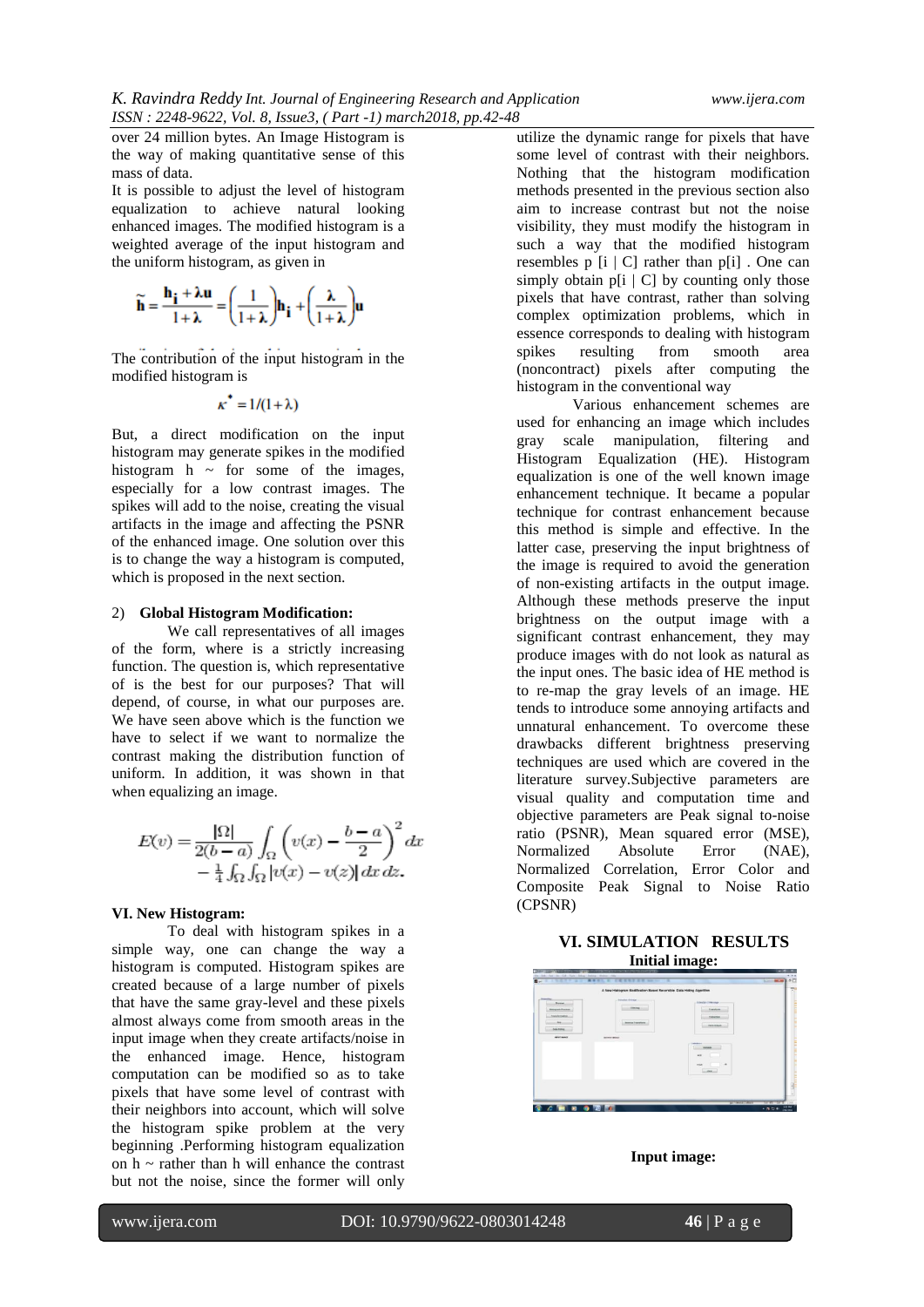over 24 million bytes. An Image Histogram is the way of making quantitative sense of this mass of data.

It is possible to adjust the level of histogram equalization to achieve natural looking enhanced images. The modified histogram is a weighted average of the input histogram and the uniform histogram, as given in

$$\widetilde{\mathbf{h}} = \frac{\mathbf{h_i} + \lambda \mathbf{u}}{1+\lambda} = \left(\frac{1}{1+\lambda}\right)\mathbf{h_i} + \left(\frac{\lambda}{1+\lambda}\right)\mathbf{u}$$

The contribution of the input histogram in the modified histogram is

$$\kappa^* = 1/(1+\lambda)$$

But, a direct modification on the input histogram may generate spikes in the modified histogram h ~ for some of the images, especially for a low contrast images. The spikes will add to the noise, creating the visual artifacts in the image and affecting the PSNR of the enhanced image. One solution over this is to change the way a histogram is computed, which is proposed in the next section.

2) **Global Histogram Modification:**

We call representatives of all images of the form, where is a strictly increasing function. The question is, which representative of is the best for our purposes? That will depend, of course, in what our purposes are. We have seen above which is the function we have to select if we want to normalize the contrast making the distribution function of uniform. In addition, it was shown in that when equalizing an image.

$$E(v) = \frac{|\Omega|}{2(b-a)} \int_{\Omega} \left(v(x) - \frac{b-a}{2}\right)^2 dx - \frac{1}{4}\int_{\Omega}\int_{\Omega} |v(x) - v(z)|\, dx\, dz.$$

**VI. New Histogram:**

To deal with histogram spikes in a simple way, one can change the way a histogram is computed. Histogram spikes are created because of a large number of pixels that have the same gray-level and these pixels almost always come from smooth areas in the input image when they create artifacts/noise in the enhanced image. Hence, histogram computation can be modified so as to take pixels that have some level of contrast with their neighbors into account, which will solve the histogram spike problem at the very beginning .Performing histogram equalization on h ~ rather than h will enhance the contrast but not the noise, since the former will only utilize the dynamic range for pixels that have some level of contrast with their neighbors. Nothing that the histogram modification methods presented in the previous section also aim to increase contrast but not the noise visibility, they must modify the histogram in such a way that the modified histogram resembles p [i | C] rather than p[i] . One can simply obtain p[i | C] by counting only those pixels that have contrast, rather than solving complex optimization problems, which in essence corresponds to dealing with histogram spikes resulting from smooth area (noncontract) pixels after computing the histogram in the conventional way

Various enhancement schemes are used for enhancing an image which includes gray scale manipulation, filtering and Histogram Equalization (HE). Histogram equalization is one of the well known image enhancement technique. It became a popular technique for contrast enhancement because this method is simple and effective. In the latter case, preserving the input brightness of the image is required to avoid the generation of non-existing artifacts in the output image. Although these methods preserve the input brightness on the output image with a significant contrast enhancement, they may produce images with do not look as natural as the input ones. The basic idea of HE method is to re-map the gray levels of an image. HE tends to introduce some annoying artifacts and unnatural enhancement. To overcome these drawbacks different brightness preserving techniques are used which are covered in the literature survey.Subjective parameters are visual quality and computation time and objective parameters are Peak signal to-noise ratio (PSNR), Mean squared error (MSE), Normalized Absolute Error (NAE), Normalized Correlation, Error Color and Composite Peak Signal to Noise Ratio (CPSNR)

## VI. SIMULATION RESULTS

**Initial image:**

**Input image:**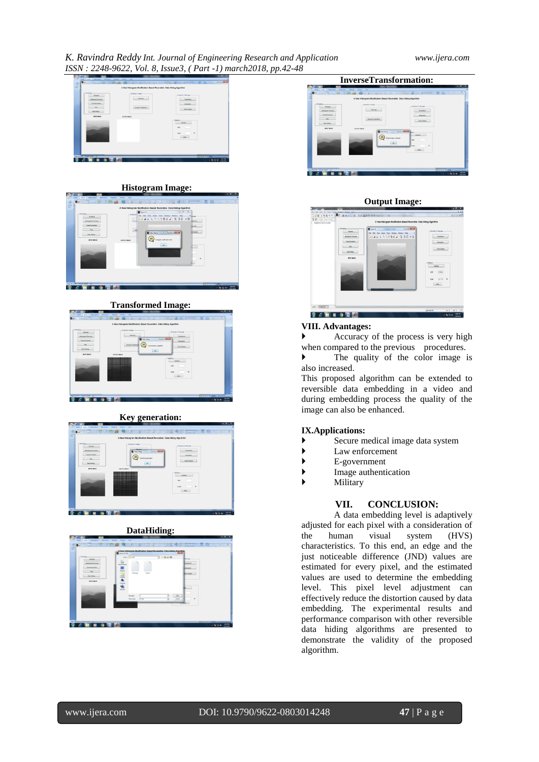**Histogram Image:**

**Transformed Image:**

**Key generation:**

**DataHiding:**

**InverseTransformation:**

**Output Image:**

## VIII. Advantages:

- Accuracy of the process is very high when compared to the previous procedures.
- The quality of the color image is also increased.

This proposed algorithm can be extended to reversible data embedding in a video and during embedding process the quality of the image can also be enhanced.

## IX.Applications:

- Secure medical image data system
- Law enforcement
- E-government
- Image authentication
- Military

## VII. CONCLUSION:

A data embedding level is adaptively adjusted for each pixel with a consideration of the human visual system (HVS) characteristics. To this end, an edge and the just noticeable difference (JND) values are estimated for every pixel, and the estimated values are used to determine the embedding level. This pixel level adjustment can effectively reduce the distortion caused by data embedding. The experimental results and performance comparison with other reversible data hiding algorithms are presented to demonstrate the validity of the proposed algorithm.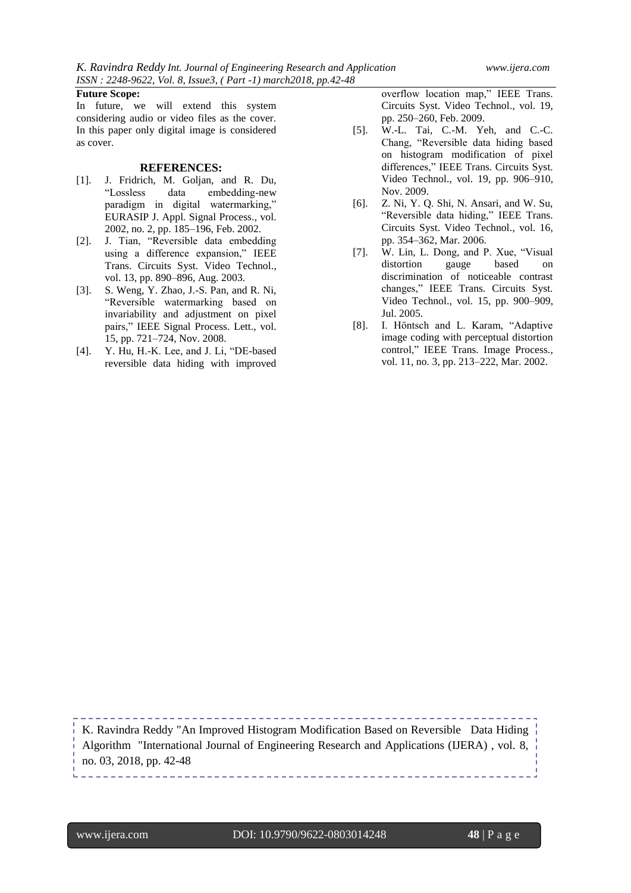**Future Scope:**

In future, we will extend this system considering audio or video files as the cover. In this paper only digital image is considered as cover.

## REFERENCES:

[1]. J. Fridrich, M. Goljan, and R. Du, "Lossless data embedding-new paradigm in digital watermarking," EURASIP J. Appl. Signal Process., vol. 2002, no. 2, pp. 185–196, Feb. 2002.

[2]. J. Tian, "Reversible data embedding using a difference expansion," IEEE Trans. Circuits Syst. Video Technol., vol. 13, pp. 890–896, Aug. 2003.

[3]. S. Weng, Y. Zhao, J.-S. Pan, and R. Ni, "Reversible watermarking based on invariability and adjustment on pixel pairs," IEEE Signal Process. Lett., vol. 15, pp. 721–724, Nov. 2008.

[4]. Y. Hu, H.-K. Lee, and J. Li, "DE-based reversible data hiding with improved overflow location map," IEEE Trans. Circuits Syst. Video Technol., vol. 19, pp. 250–260, Feb. 2009.

[5]. W.-L. Tai, C.-M. Yeh, and C.-C. Chang, "Reversible data hiding based on histogram modification of pixel differences," IEEE Trans. Circuits Syst. Video Technol., vol. 19, pp. 906–910, Nov. 2009.

[6]. Z. Ni, Y. Q. Shi, N. Ansari, and W. Su, "Reversible data hiding," IEEE Trans. Circuits Syst. Video Technol., vol. 16, pp. 354–362, Mar. 2006.

[7]. W. Lin, L. Dong, and P. Xue, "Visual distortion gauge based on discrimination of noticeable contrast changes," IEEE Trans. Circuits Syst. Video Technol., vol. 15, pp. 900–909, Jul. 2005.

[8]. I. Höntsch and L. Karam, "Adaptive image coding with perceptual distortion control," IEEE Trans. Image Process., vol. 11, no. 3, pp. 213–222, Mar. 2002.

K. Ravindra Reddy "An Improved Histogram Modification Based on Reversible Data Hiding Algorithm "International Journal of Engineering Research and Applications (IJERA) , vol. 8, no. 03, 2018, pp. 42-48